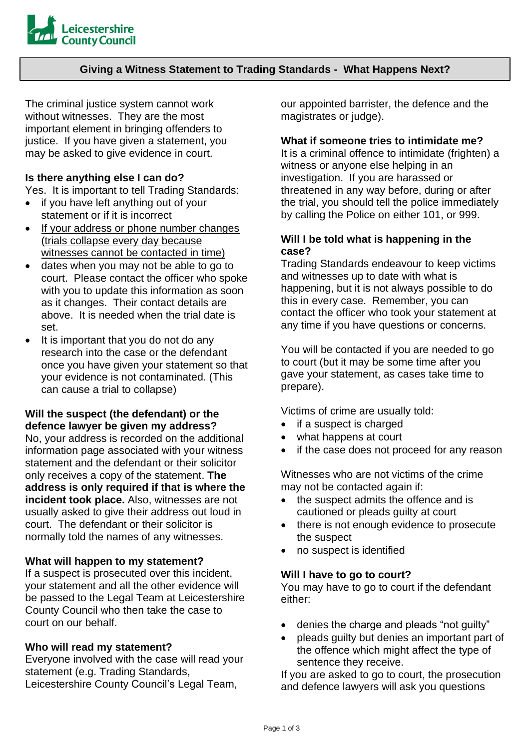Leicestershire County Council

# Giving a Witness Statement to Trading Standards - What Happens Next?

The criminal justice system cannot work without witnesses. They are the most important element in bringing offenders to justice. If you have given a statement, you may be asked to give evidence in court.

**Is there anything else I can do?**

Yes. It is important to tell Trading Standards:

- if you have left anything out of your statement or if it is incorrect
- <u>If your address or phone number changes (trials collapse every day because witnesses cannot be contacted in time)</u>
- dates when you may not be able to go to court. Please contact the officer who spoke with you to update this information as soon as it changes. Their contact details are above. It is needed when the trial date is set.
- It is important that you do not do any research into the case or the defendant once you have given your statement so that your evidence is not contaminated. (This can cause a trial to collapse)

**Will the suspect (the defendant) or the defence lawyer be given my address?**

No, your address is recorded on the additional information page associated with your witness statement and the defendant or their solicitor only receives a copy of the statement. **The address is only required if that is where the incident took place.** Also, witnesses are not usually asked to give their address out loud in court. The defendant or their solicitor is normally told the names of any witnesses.

**What will happen to my statement?**

If a suspect is prosecuted over this incident, your statement and all the other evidence will be passed to the Legal Team at Leicestershire County Council who then take the case to court on our behalf.

**Who will read my statement?**

Everyone involved with the case will read your statement (e.g. Trading Standards, Leicestershire County Council's Legal Team, our appointed barrister, the defence and the magistrates or judge).

**What if someone tries to intimidate me?**

It is a criminal offence to intimidate (frighten) a witness or anyone else helping in an investigation. If you are harassed or threatened in any way before, during or after the trial, you should tell the police immediately by calling the Police on either 101, or 999.

**Will I be told what is happening in the case?**

Trading Standards endeavour to keep victims and witnesses up to date with what is happening, but it is not always possible to do this in every case. Remember, you can contact the officer who took your statement at any time if you have questions or concerns.

You will be contacted if you are needed to go to court (but it may be some time after you gave your statement, as cases take time to prepare).

Victims of crime are usually told:

- if a suspect is charged
- what happens at court
- if the case does not proceed for any reason

Witnesses who are not victims of the crime may not be contacted again if:

- the suspect admits the offence and is cautioned or pleads guilty at court
- there is not enough evidence to prosecute the suspect
- no suspect is identified

**Will I have to go to court?**

You may have to go to court if the defendant either:

- denies the charge and pleads "not guilty"
- pleads guilty but denies an important part of the offence which might affect the type of sentence they receive.

If you are asked to go to court, the prosecution and defence lawyers will ask you questions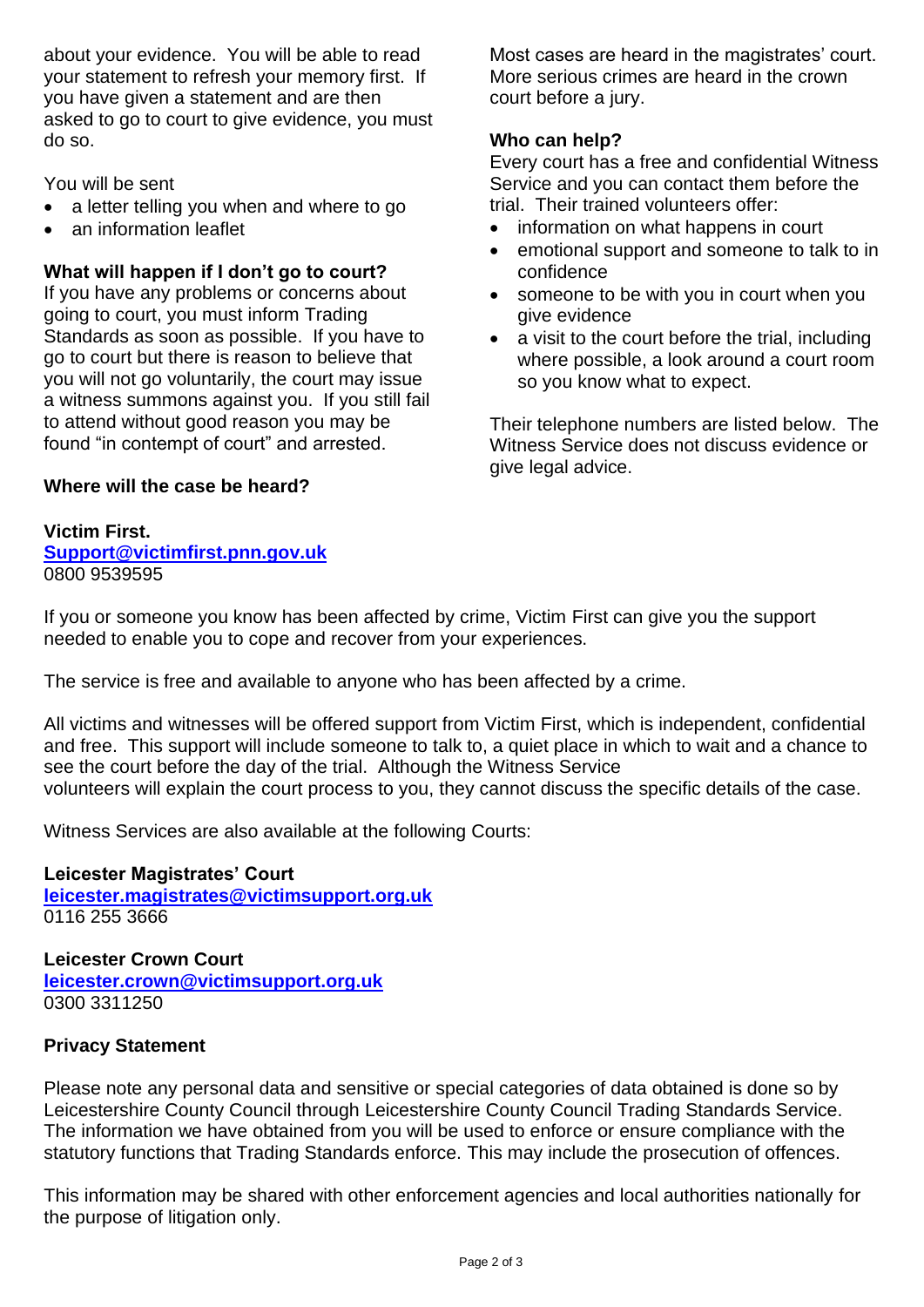about your evidence. You will be able to read your statement to refresh your memory first. If you have given a statement and are then asked to go to court to give evidence, you must do so.

You will be sent

- a letter telling you when and where to go
- an information leaflet

**What will happen if I don't go to court?**

If you have any problems or concerns about going to court, you must inform Trading Standards as soon as possible. If you have to go to court but there is reason to believe that you will not go voluntarily, the court may issue a witness summons against you. If you still fail to attend without good reason you may be found "in contempt of court" and arrested.

**Where will the case be heard?**

Most cases are heard in the magistrates' court. More serious crimes are heard in the crown court before a jury.

**Who can help?**

Every court has a free and confidential Witness Service and you can contact them before the trial. Their trained volunteers offer:

- information on what happens in court
- emotional support and someone to talk to in confidence
- someone to be with you in court when you give evidence
- a visit to the court before the trial, including where possible, a look around a court room so you know what to expect.

Their telephone numbers are listed below. The Witness Service does not discuss evidence or give legal advice.

**Victim First.**
Support@victimfirst.pnn.gov.uk
0800 9539595

If you or someone you know has been affected by crime, Victim First can give you the support needed to enable you to cope and recover from your experiences.

The service is free and available to anyone who has been affected by a crime.

All victims and witnesses will be offered support from Victim First, which is independent, confidential and free. This support will include someone to talk to, a quiet place in which to wait and a chance to see the court before the day of the trial. Although the Witness Service volunteers will explain the court process to you, they cannot discuss the specific details of the case.

Witness Services are also available at the following Courts:

**Leicester Magistrates' Court**
leicester.magistrates@victimsupport.org.uk
0116 255 3666

**Leicester Crown Court**
leicester.crown@victimsupport.org.uk
0300 3311250

**Privacy Statement**

Please note any personal data and sensitive or special categories of data obtained is done so by Leicestershire County Council through Leicestershire County Council Trading Standards Service. The information we have obtained from you will be used to enforce or ensure compliance with the statutory functions that Trading Standards enforce. This may include the prosecution of offences.

This information may be shared with other enforcement agencies and local authorities nationally for the purpose of litigation only.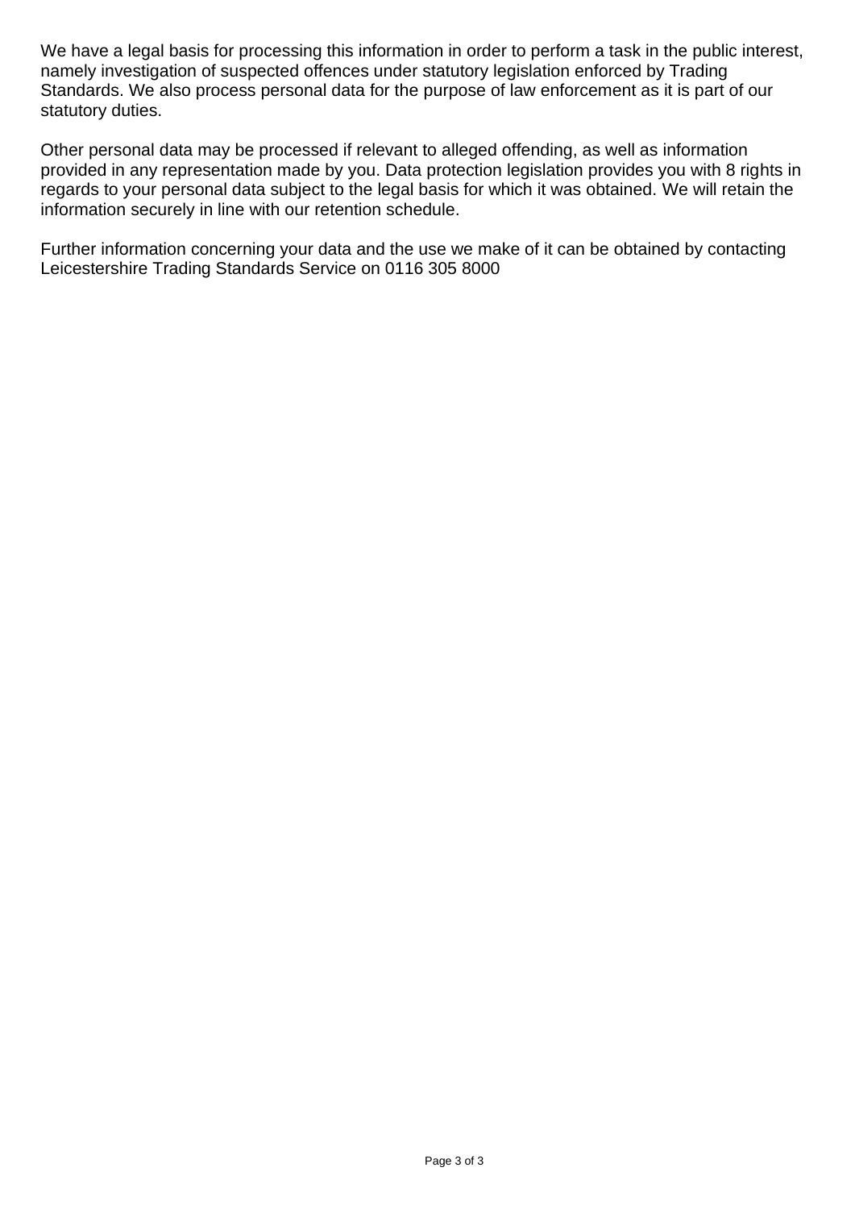We have a legal basis for processing this information in order to perform a task in the public interest, namely investigation of suspected offences under statutory legislation enforced by Trading Standards. We also process personal data for the purpose of law enforcement as it is part of our statutory duties.

Other personal data may be processed if relevant to alleged offending, as well as information provided in any representation made by you. Data protection legislation provides you with 8 rights in regards to your personal data subject to the legal basis for which it was obtained. We will retain the information securely in line with our retention schedule.

Further information concerning your data and the use we make of it can be obtained by contacting Leicestershire Trading Standards Service on 0116 305 8000